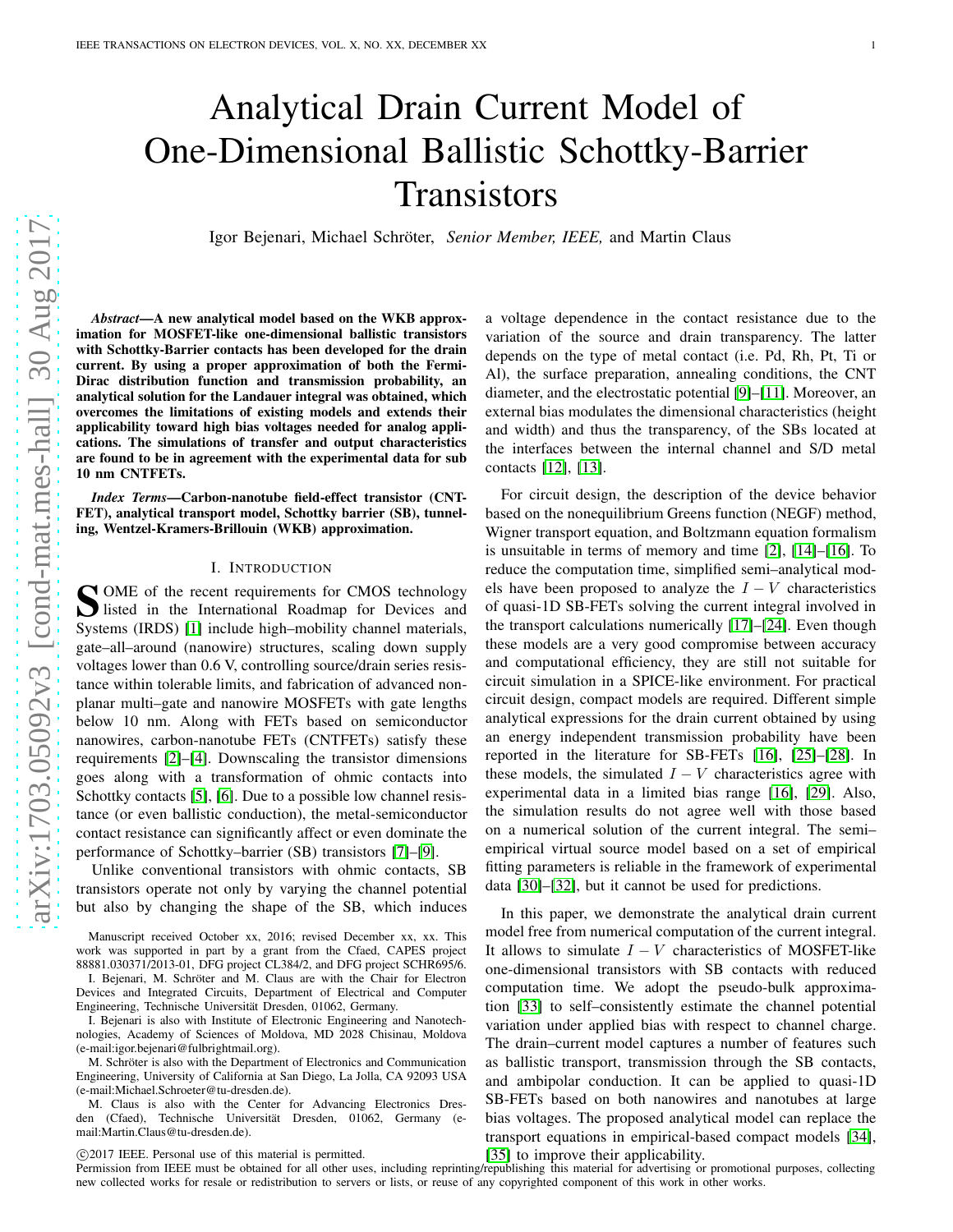# Analytical Drain Current Model of One-Dimensional Ballistic Schottky-Barrier Transistors

Igor Bejenari, Michael Schröter, *Senior Member, IEEE,* and Martin Claus

***Abstract*—A new analytical model based on the WKB approximation for MOSFET-like one-dimensional ballistic transistors with Schottky-Barrier contacts has been developed for the drain current. By using a proper approximation of both the Fermi-Dirac distribution function and transmission probability, an analytical solution for the Landauer integral was obtained, which overcomes the limitations of existing models and extends their applicability toward high bias voltages needed for analog applications. The simulations of transfer and output characteristics are found to be in agreement with the experimental data for sub 10 nm CNTFETs.**

***Index Terms*—Carbon-nanotube field-effect transistor (CNTFET), analytical transport model, Schottky barrier (SB), tunneling, Wentzel-Kramers-Brillouin (WKB) approximation.**

## I. Introduction

Some of the recent requirements for CMOS technology listed in the International Roadmap for Devices and Systems (IRDS) [1] include high–mobility channel materials, gate–all–around (nanowire) structures, scaling down supply voltages lower than 0.6 V, controlling source/drain series resistance within tolerable limits, and fabrication of advanced non-planar multi–gate and nanowire MOSFETs with gate lengths below 10 nm. Along with FETs based on semiconductor nanowires, carbon-nanotube FETs (CNTFETs) satisfy these requirements [2]–[4]. Downscaling the transistor dimensions goes along with a transformation of ohmic contacts into Schottky contacts [5], [6]. Due to a possible low channel resistance (or even ballistic conduction), the metal-semiconductor contact resistance can significantly affect or even dominate the performance of Schottky–barrier (SB) transistors [7]–[9].

Unlike conventional transistors with ohmic contacts, SB transistors operate not only by varying the channel potential but also by changing the shape of the SB, which induces a voltage dependence in the contact resistance due to the variation of the source and drain transparency. The latter depends on the type of metal contact (i.e. Pd, Rh, Pt, Ti or Al), the surface preparation, annealing conditions, the CNT diameter, and the electrostatic potential [9]–[11]. Moreover, an external bias modulates the dimensional characteristics (height and width) and thus the transparency, of the SBs located at the interfaces between the internal channel and S/D metal contacts [12], [13].

For circuit design, the description of the device behavior based on the nonequilibrium Greens function (NEGF) method, Wigner transport equation, and Boltzmann equation formalism is unsuitable in terms of memory and time [2], [14]–[16]. To reduce the computation time, simplified semi–analytical models have been proposed to analyze the $I-V$ characteristics of quasi-1D SB-FETs solving the current integral involved in the transport calculations numerically [17]–[24]. Even though these models are a very good compromise between accuracy and computational efficiency, they are still not suitable for circuit simulation in a SPICE-like environment. For practical circuit design, compact models are required. Different simple analytical expressions for the drain current obtained by using an energy independent transmission probability have been reported in the literature for SB-FETs [16], [25]–[28]. In these models, the simulated $I-V$ characteristics agree with experimental data in a limited bias range [16], [29]. Also, the simulation results do not agree well with those based on a numerical solution of the current integral. The semi–empirical virtual source model based on a set of empirical fitting parameters is reliable in the framework of experimental data [30]–[32], but it cannot be used for predictions.

In this paper, we demonstrate the analytical drain current model free from numerical computation of the current integral. It allows to simulate $I-V$ characteristics of MOSFET-like one-dimensional transistors with SB contacts with reduced computation time. We adopt the pseudo-bulk approximation [33] to self–consistently estimate the channel potential variation under applied bias with respect to channel charge. The drain–current model captures a number of features such as ballistic transport, transmission through the SB contacts, and ambipolar conduction. It can be applied to quasi-1D SB-FETs based on both nanowires and nanotubes at large bias voltages. The proposed analytical model can replace the transport equations in empirical-based compact models [34], [35] to improve their applicability.

Manuscript received October xx, 2016; revised December xx, xx. This work was supported in part by a grant from the Cfaed, CAPES project 88881.030371/2013-01, DFG project CL384/2, and DFG project SCHR695/6.

I. Bejenari, M. Schröter and M. Claus are with the Chair for Electron Devices and Integrated Circuits, Department of Electrical and Computer Engineering, Technische Universität Dresden, 01062, Germany.

I. Bejenari is also with Institute of Electronic Engineering and Nanotechnologies, Academy of Sciences of Moldova, MD 2028 Chisinau, Moldova (e-mail:igor.bejenari@fulbrightmail.org).

M. Schröter is also with the Department of Electronics and Communication Engineering, University of California at San Diego, La Jolla, CA 92093 USA (e-mail:Michael.Schroeter@tu-dresden.de).

M. Claus is also with the Center for Advancing Electronics Dresden (Cfaed), Technische Universität Dresden, 01062, Germany (e-mail:Martin.Claus@tu-dresden.de).

©2017 IEEE. Personal use of this material is permitted. Permission from IEEE must be obtained for all other uses, including reprinting/republishing this material for advertising or promotional purposes, collecting new collected works for resale or redistribution to servers or lists, or reuse of any copyrighted component of this work in other works.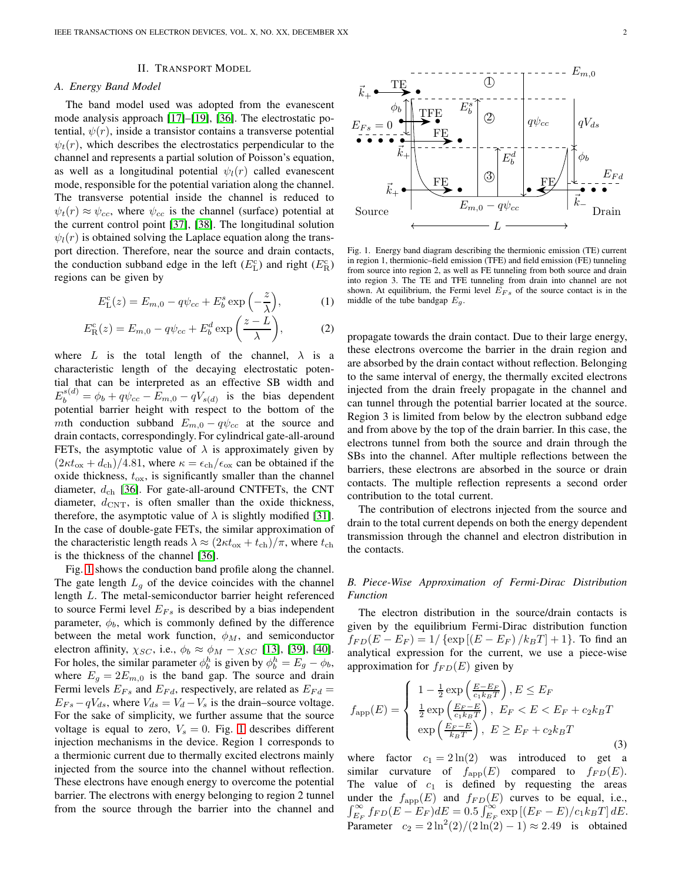## II. Transport Model

### A. Energy Band Model

The band model used was adopted from the evanescent mode analysis approach [17]–[19], [36]. The electrostatic potential, $\psi(r)$, inside a transistor contains a transverse potential $\psi_t(r)$, which describes the electrostatics perpendicular to the channel and represents a partial solution of Poisson's equation, as well as a longitudinal potential $\psi_l(r)$ called evanescent mode, responsible for the potential variation along the channel. The transverse potential inside the channel is reduced to $\psi_t(r) \approx \psi_{cc}$, where $\psi_{cc}$ is the channel (surface) potential at the current control point [37], [38]. The longitudinal solution $\psi_l(r)$ is obtained solving the Laplace equation along the transport direction. Therefore, near the source and drain contacts, the conduction subband edge in the left ($E_{\rm L}^{\rm c}$) and right ($E_{\rm R}^{\rm c}$) regions can be given by

$$E_{\rm L}^{\rm c}(z) = E_{m,0} - q\psi_{cc} + E_b^s \exp\left(-\frac{z}{\lambda}\right), \tag{1}$$

$$E_{\rm R}^{\rm c}(z) = E_{m,0} - q\psi_{cc} + E_b^d \exp\left(\frac{z-L}{\lambda}\right), \tag{2}$$

where $L$ is the total length of the channel, $\lambda$ is a characteristic length of the decaying electrostatic potential that can be interpreted as an effective SB width and $E_b^{s(d)} = \phi_b + q\psi_{cc} - E_{m,0} - qV_{s(d)}$ is the bias dependent potential barrier height with respect to the bottom of the $m$th conduction subband $E_{m,0} - q\psi_{cc}$ at the source and drain contacts, correspondingly. For cylindrical gate-all-around FETs, the asymptotic value of $\lambda$ is approximately given by $(2\kappa t_{\rm ox} + d_{\rm ch})/4.81$, where $\kappa = \epsilon_{\rm ch}/\epsilon_{\rm ox}$ can be obtained if the oxide thickness, $t_{\rm ox}$, is significantly smaller than the channel diameter, $d_{\rm ch}$ [36]. For gate-all-around CNTFETs, the CNT diameter, $d_{\rm CNT}$, is often smaller than the oxide thickness, therefore, the asymptotic value of $\lambda$ is slightly modified [31]. In the case of double-gate FETs, the similar approximation of the characteristic length reads $\lambda \approx (2\kappa t_{\rm ox} + t_{\rm ch})/\pi$, where $t_{\rm ch}$ is the thickness of the channel [36].

Fig. 1 shows the conduction band profile along the channel. The gate length $L_g$ of the device coincides with the channel length $L$. The metal-semiconductor barrier height referenced to source Fermi level $E_{Fs}$ is described by a bias independent parameter, $\phi_b$, which is commonly defined by the difference between the metal work function, $\phi_M$, and semiconductor electron affinity, $\chi_{SC}$, i.e., $\phi_b \approx \phi_M - \chi_{SC}$ [13], [39], [40]. For holes, the similar parameter $\phi_b^h$ is given by $\phi_b^h = E_g - \phi_b$, where $E_g = 2E_{m,0}$ is the band gap. The source and drain Fermi levels $E_{Fs}$ and $E_{Fd}$, respectively, are related as $E_{Fd} = E_{Fs} - qV_{ds}$, where $V_{ds} = V_d - V_s$ is the drain–source voltage. For the sake of simplicity, we further assume that the source voltage is equal to zero, $V_s = 0$. Fig. 1 describes different injection mechanisms in the device. Region 1 corresponds to a thermionic current due to thermally excited electrons mainly injected from the source into the channel without reflection. These electrons have enough energy to overcome the potential barrier. The electrons with energy belonging to region 2 tunnel from the source through the barrier into the channel and propagate towards the drain contact. Due to their large energy, these electrons overcome the barrier in the drain region and are absorbed by the drain contact without reflection. Belonging to the same interval of energy, the thermally excited electrons injected from the drain freely propagate in the channel and can tunnel through the potential barrier located at the source. Region 3 is limited from below by the electron subband edge and from above by the top of the drain barrier. In this case, the electrons tunnel from both the source and drain through the SBs into the channel. After multiple reflections between the barriers, these electrons are absorbed in the source or drain contacts. The multiple reflection represents a second order contribution to the total current.

Fig. 1. Energy band diagram describing the thermionic emission (TE) current in region 1, thermionic–field emission (TFE) and field emission (FE) tunneling from source into region 2, as well as FE tunneling from both source and drain into region 3. The TE and TFE tunneling from drain into channel are not shown. At equilibrium, the Fermi level $E_{Fs}$ of the source contact is in the middle of the tube bandgap $E_g$.

The contribution of electrons injected from the source and drain to the total current depends on both the energy dependent transmission through the channel and electron distribution in the contacts.

### B. Piece-Wise Approximation of Fermi-Dirac Distribution Function

The electron distribution in the source/drain contacts is given by the equilibrium Fermi-Dirac distribution function $f_{FD}(E - E_F) = 1/\left\{\exp\left[(E - E_F)/k_BT\right] + 1\right\}$. To find an analytical expression for the current, we use a piece-wise approximation for $f_{FD}(E)$ given by

$$f_{\rm app}(E) = \begin{cases} 1 - \frac{1}{2}\exp\left(\frac{E-E_F}{c_1 k_B T}\right), E \leq E_F \\ \frac{1}{2}\exp\left(\frac{E_F - E}{c_1 k_B T}\right), \ E_F < E < E_F + c_2 k_B T \\ \exp\left(\frac{E_F - E}{k_B T}\right), \ E \geq E_F + c_2 k_B T \end{cases} \tag{3}$$

where factor $c_1 = 2\ln(2)$ was introduced to get a similar curvature of $f_{\rm app}(E)$ compared to $f_{FD}(E)$. The value of $c_1$ is defined by requesting the areas under the $f_{\rm app}(E)$ and $f_{FD}(E)$ curves to be equal, i.e., $\int_{E_F}^{\infty} f_{FD}(E - E_F)dE = 0.5\int_{E_F}^{\infty}\exp\left[(E_F - E)/c_1 k_B T\right]dE$. Parameter $c_2 = 2\ln^2(2)/(2\ln(2) - 1) \approx 2.49$ is obtained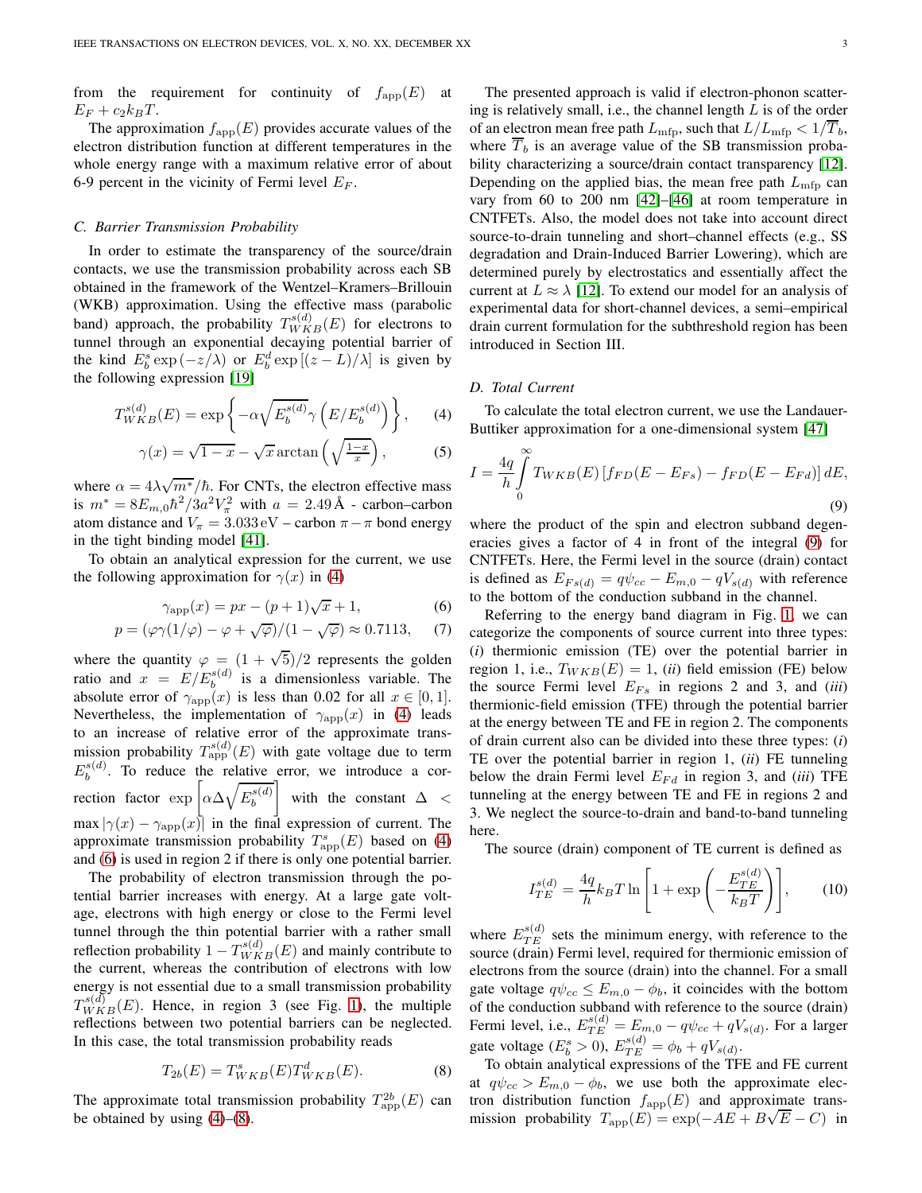from the requirement for continuity of $f_{\rm app}(E)$ at $E_F + c_2 k_B T$.

The approximation $f_{\rm app}(E)$ provides accurate values of the electron distribution function at different temperatures in the whole energy range with a maximum relative error of about 6-9 percent in the vicinity of Fermi level $E_F$.

### C. Barrier Transmission Probability

In order to estimate the transparency of the source/drain contacts, we use the transmission probability across each SB obtained in the framework of the Wentzel–Kramers–Brillouin (WKB) approximation. Using the effective mass (parabolic band) approach, the probability $T^{s(d)}_{WKB}(E)$ for electrons to tunnel through an exponential decaying potential barrier of the kind $E^s_b \exp(-z/\lambda)$ or $E^d_b \exp[(z-L)/\lambda]$ is given by the following expression [19]

$$T^{s(d)}_{WKB}(E) = \exp\left\{-\alpha\sqrt{E^{s(d)}_b}\,\gamma\left(E/E^{s(d)}_b\right)\right\}, \qquad (4)$$

$$\gamma(x) = \sqrt{1-x} - \sqrt{x}\arctan\left(\sqrt{\tfrac{1-x}{x}}\right), \qquad (5)$$

where $\alpha = 4\lambda\sqrt{m^*}/\hbar$. For CNTs, the electron effective mass is $m^* = 8E_{m,0}\hbar^2/3a^2V_\pi^2$ with $a = 2.49\,$Å - carbon–carbon atom distance and $V_\pi = 3.033\,$eV – carbon $\pi-\pi$ bond energy in the tight binding model [41].

To obtain an analytical expression for the current, we use the following approximation for $\gamma(x)$ in (4)

$$\gamma_{\rm app}(x) = px - (p+1)\sqrt{x} + 1, \qquad (6)$$

$$p = (\varphi\gamma(1/\varphi) - \varphi + \sqrt{\varphi})/(1-\sqrt{\varphi}) \approx 0.7113, \qquad (7)$$

where the quantity $\varphi = (1+\sqrt{5})/2$ represents the golden ratio and $x = E/E^{s(d)}_b$ is a dimensionless variable. The absolute error of $\gamma_{\rm app}(x)$ is less than 0.02 for all $x \in [0,1]$. Nevertheless, the implementation of $\gamma_{\rm app}(x)$ in (4) leads to an increase of relative error of the approximate transmission probability $T^{s(d)}_{\rm app}(E)$ with gate voltage due to term $E^{s(d)}_b$. To reduce the relative error, we introduce a correction factor $\exp\left[\alpha\Delta\sqrt{E^{s(d)}_b}\right]$ with the constant $\Delta < \max|\gamma(x) - \gamma_{\rm app}(x)|$ in the final expression of current. The approximate transmission probability $T^s_{\rm app}(E)$ based on (4) and (6) is used in region 2 if there is only one potential barrier.

The probability of electron transmission through the potential barrier increases with energy. At a large gate voltage, electrons with high energy or close to the Fermi level tunnel through the thin potential barrier with a rather small reflection probability $1 - T^{s(d)}_{WKB}(E)$ and mainly contribute to the current, whereas the contribution of electrons with low energy is not essential due to a small transmission probability $T^{s(d)}_{WKB}(E)$. Hence, in region 3 (see Fig. 1), the multiple reflections between two potential barriers can be neglected. In this case, the total transmission probability reads

$$T_{2b}(E) = T^s_{WKB}(E)T^d_{WKB}(E). \qquad (8)$$

The approximate total transmission probability $T^{2b}_{\rm app}(E)$ can be obtained by using (4)–(8).

The presented approach is valid if electron-phonon scattering is relatively small, i.e., the channel length $L$ is of the order of an electron mean free path $L_{\rm mfp}$, such that $L/L_{\rm mfp} < 1/\overline{T}_b$, where $\overline{T}_b$ is an average value of the SB transmission probability characterizing a source/drain contact transparency [12]. Depending on the applied bias, the mean free path $L_{\rm mfp}$ can vary from 60 to 200 nm [42]–[46] at room temperature in CNTFETs. Also, the model does not take into account direct source-to-drain tunneling and short–channel effects (e.g., SS degradation and Drain-Induced Barrier Lowering), which are determined purely by electrostatics and essentially affect the current at $L \approx \lambda$ [12]. To extend our model for an analysis of experimental data for short-channel devices, a semi–empirical drain current formulation for the subthreshold region has been introduced in Section III.

### D. Total Current

To calculate the total electron current, we use the Landauer-Buttiker approximation for a one-dimensional system [47]

$$I = \frac{4q}{h}\int_0^\infty T_{WKB}(E)\left[f_{FD}(E-E_{Fs}) - f_{FD}(E-E_{Fd})\right]dE, \qquad (9)$$

where the product of the spin and electron subband degeneracies gives a factor of 4 in front of the integral (9) for CNTFETs. Here, the Fermi level in the source (drain) contact is defined as $E_{Fs(d)} = q\psi_{cc} - E_{m,0} - qV_{s(d)}$ with reference to the bottom of the conduction subband in the channel.

Referring to the energy band diagram in Fig. 1, we can categorize the components of source current into three types: (*i*) thermionic emission (TE) over the potential barrier in region 1, i.e., $T_{WKB}(E) = 1$, (*ii*) field emission (FE) below the source Fermi level $E_{Fs}$ in regions 2 and 3, and (*iii*) thermionic-field emission (TFE) through the potential barrier at the energy between TE and FE in region 2. The components of drain current also can be divided into these three types: (*i*) TE over the potential barrier in region 1, (*ii*) FE tunneling below the drain Fermi level $E_{Fd}$ in region 3, and (*iii*) TFE tunneling at the energy between TE and FE in regions 2 and 3. We neglect the source-to-drain and band-to-band tunneling here.

The source (drain) component of TE current is defined as

$$I^{s(d)}_{TE} = \frac{4q}{h}k_B T \ln\left[1 + \exp\left(-\frac{E^{s(d)}_{TE}}{k_B T}\right)\right], \qquad (10)$$

where $E^{s(d)}_{TE}$ sets the minimum energy, with reference to the source (drain) Fermi level, required for thermionic emission of electrons from the source (drain) into the channel. For a small gate voltage $q\psi_{cc} \le E_{m,0} - \phi_b$, it coincides with the bottom of the conduction subband with reference to the source (drain) Fermi level, i.e., $E^{s(d)}_{TE} = E_{m,0} - q\psi_{cc} + qV_{s(d)}$. For a larger gate voltage ($E^s_b > 0$), $E^{s(d)}_{TE} = \phi_b + qV_{s(d)}$.

To obtain analytical expressions of the TFE and FE current at $q\psi_{cc} > E_{m,0} - \phi_b$, we use both the approximate electron distribution function $f_{\rm app}(E)$ and approximate transmission probability $T_{\rm app}(E) = \exp(-AE + B\sqrt{E} - C)$ in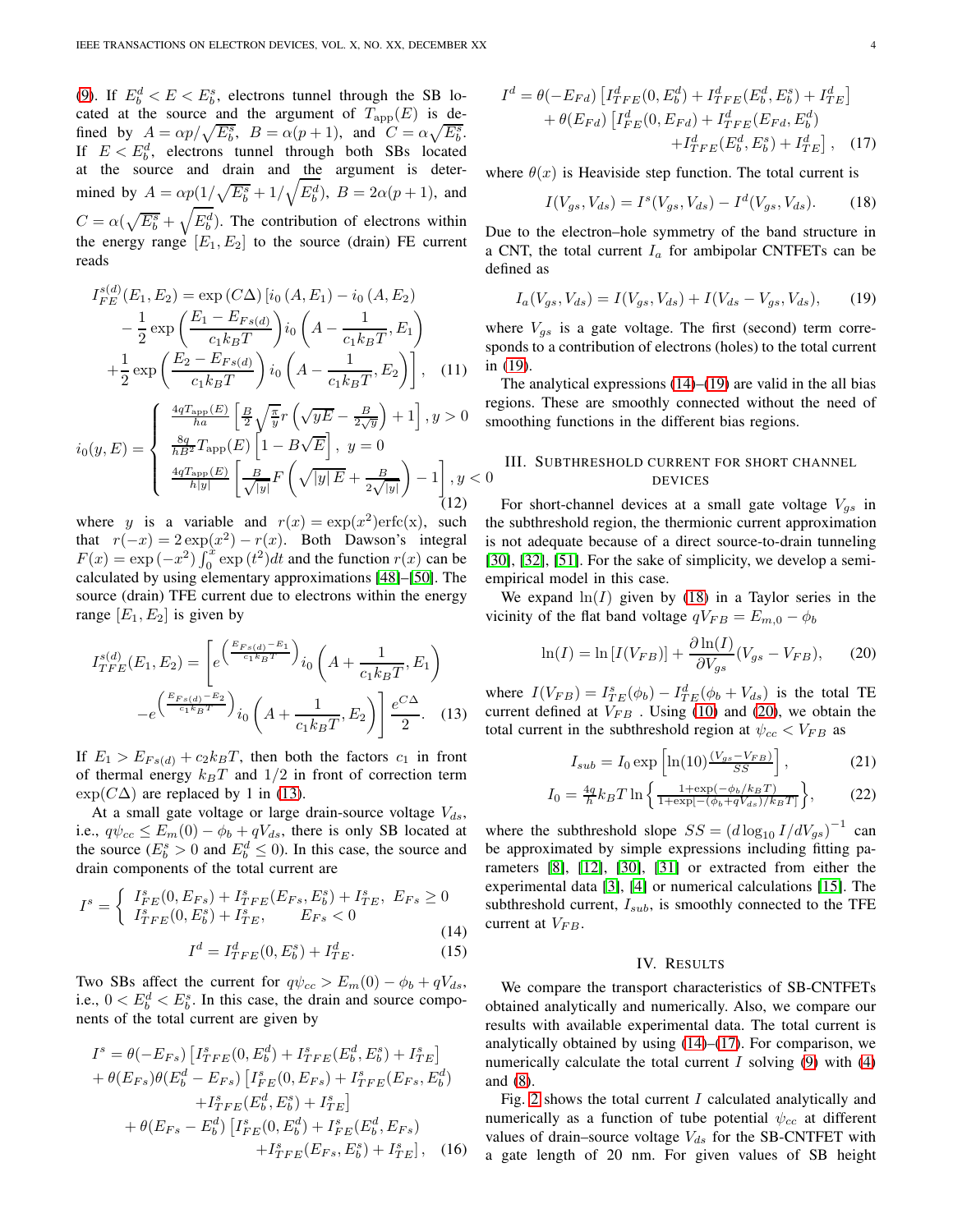(9). If $E_b^d < E < E_b^s$, electrons tunnel through the SB located at the source and the argument of $T_{\rm app}(E)$ is defined by $A = \alpha p/\sqrt{E_b^s}$, $B = \alpha(p+1)$, and $C = \alpha\sqrt{E_b^s}$. If $E < E_b^d$, electrons tunnel through both SBs located at the source and drain and the argument is determined by $A = \alpha p(1/\sqrt{E_b^s} + 1/\sqrt{E_b^d})$, $B = 2\alpha(p+1)$, and $C = \alpha(\sqrt{E_b^s} + \sqrt{E_b^d})$. The contribution of electrons within the energy range $[E_1, E_2]$ to the source (drain) FE current reads

$$
\begin{aligned}
I_{FE}^{s(d)}(E_1,E_2) = \exp{(C\Delta)}\,[i_0\,(A,E_1) - i_0\,(A,E_2) \\
-\frac{1}{2}\exp\left(\frac{E_1 - E_{Fs(d)}}{c_1 k_B T}\right) i_0\left(A - \frac{1}{c_1 k_B T}, E_1\right) \\
+\frac{1}{2}\exp\left(\frac{E_2 - E_{Fs(d)}}{c_1 k_B T}\right) i_0\left(A - \frac{1}{c_1 k_B T}, E_2\right)\Bigg], \quad (11)
\end{aligned}
$$

$$
i_0(y,E) = \begin{cases}
\frac{4qT_{\rm app}(E)}{ha}\left[\frac{B}{2}\sqrt{\frac{\pi}{y}}\,r\left(\sqrt{y E} - \frac{B}{2\sqrt{y}}\right) + 1\right], y > 0 \\
\frac{8q}{hB^2} T_{\rm app}(E)\left[1 - B\sqrt{E}\right],\ y = 0 \\
\frac{4qT_{\rm app}(E)}{h|y|}\left[\frac{B}{\sqrt{|y|}} F\left(\sqrt{|y|\,E} + \frac{B}{2\sqrt{|y|}}\right) - 1\right], y < 0
\end{cases} \quad (12)
$$

where $y$ is a variable and $r(x) = \exp(x^2){\rm erfc}(x)$, such that $r(-x) = 2\exp(x^2) - r(x)$. Both Dawson's integral $F(x) = \exp{(-x^2)}\int_0^x \exp{(t^2)}dt$ and the function $r(x)$ can be calculated by using elementary approximations [48]–[50]. The source (drain) TFE current due to electrons within the energy range $[E_1, E_2]$ is given by

$$
\begin{aligned}
I_{TFE}^{s(d)}(E_1,E_2) = \Bigg[e^{\left(\frac{E_{Fs(d)} - E_1}{c_1 k_B T}\right)} i_0\left(A + \frac{1}{c_1 k_B T}, E_1\right) \\
- e^{\left(\frac{E_{Fs(d)} - E_2}{c_1 k_B T}\right)} i_0\left(A + \frac{1}{c_1 k_B T}, E_2\right)\Bigg]\frac{e^{C\Delta}}{2}. \quad (13)
\end{aligned}
$$

If $E_1 > E_{Fs(d)} + c_2 k_B T$, then both the factors $c_1$ in front of thermal energy $k_B T$ and $1/2$ in front of correction term $\exp(C\Delta)$ are replaced by 1 in (13).

At a small gate voltage or large drain-source voltage $V_{ds}$, i.e., $q\psi_{cc} \le E_m(0) - \phi_b + qV_{ds}$, there is only SB located at the source ($E_b^s > 0$ and $E_b^d \le 0$). In this case, the source and drain components of the total current are

$$
I^s = \begin{cases}
I_{FE}^s(0,E_{Fs}) + I_{TFE}^s(E_{Fs},E_b^s) + I_{TE}^s,\ E_{Fs} \ge 0 \\
I_{TFE}^s(0,E_b^s) + I_{TE}^s, \qquad E_{Fs} < 0
\end{cases} \quad (14)
$$

$$
I^d = I_{TFE}^d(0,E_b^s) + I_{TE}^d. \quad (15)
$$

Two SBs affect the current for $q\psi_{cc} > E_m(0) - \phi_b + qV_{ds}$, i.e., $0 < E_b^d < E_b^s$. In this case, the drain and source components of the total current are given by

$$
\begin{aligned}
I^s = \theta(-E_{Fs})\left[I_{TFE}^s(0,E_b^d) + I_{TFE}^s(E_b^d,E_b^s) + I_{TE}^s\right] \\
+ \theta(E_{Fs})\theta(E_b^d - E_{Fs})\left[I_{FE}^s(0,E_{Fs}) + I_{TFE}^s(E_{Fs},E_b^d) \right.\\
\left. + I_{TFE}^s(E_b^d,E_b^s) + I_{TE}^s\right] \\
+ \theta(E_{Fs} - E_b^d)\left[I_{FE}^s(0,E_b^d) + I_{FE}^s(E_b^d,E_{Fs}) \right.\\
\left. + I_{TFE}^s(E_{Fs},E_b^s) + I_{TE}^s\right], \quad (16)
\end{aligned}
$$

$$
\begin{aligned}
I^d = \theta(-E_{Fd})\left[I_{TFE}^d(0,E_b^d) + I_{TFE}^d(E_b^d,E_b^s) + I_{TE}^d\right] \\
+ \theta(E_{Fd})\left[I_{FE}^d(0,E_{Fd}) + I_{TFE}^d(E_{Fd},E_b^d) \right.\\
\left. + I_{TFE}^d(E_b^d,E_b^s) + I_{TE}^d\right], \quad (17)
\end{aligned}
$$

where $\theta(x)$ is Heaviside step function. The total current is

$$
I(V_{gs},V_{ds}) = I^s(V_{gs},V_{ds}) - I^d(V_{gs},V_{ds}). \quad (18)
$$

Due to the electron–hole symmetry of the band structure in a CNT, the total current $I_a$ for ambipolar CNTFETs can be defined as

$$
I_a(V_{gs},V_{ds}) = I(V_{gs},V_{ds}) + I(V_{ds} - V_{gs},V_{ds}), \quad (19)
$$

where $V_{gs}$ is a gate voltage. The first (second) term corresponds to a contribution of electrons (holes) to the total current in (19).

The analytical expressions (14)–(19) are valid in the all bias regions. These are smoothly connected without the need of smoothing functions in the different bias regions.

## III. Subthreshold Current for Short Channel Devices

For short-channel devices at a small gate voltage $V_{gs}$ in the subthreshold region, the thermionic current approximation is not adequate because of a direct source-to-drain tunneling [30], [32], [51]. For the sake of simplicity, we develop a semi-empirical model in this case.

We expand $\ln(I)$ given by (18) in a Taylor series in the vicinity of the flat band voltage $qV_{FB} = E_{m,0} - \phi_b$

$$
\ln(I) = \ln\left[I(V_{FB})\right] + \frac{\partial \ln(I)}{\partial V_{gs}}(V_{gs} - V_{FB}), \quad (20)
$$

where $I(V_{FB}) = I_{TE}^s(\phi_b) - I_{TE}^d(\phi_b + V_{ds})$ is the total TE current defined at $V_{FB}$ . Using (10) and (20), we obtain the total current in the subthreshold region at $\psi_{cc} < V_{FB}$ as

$$
I_{sub} = I_0 \exp\left[\ln(10)\tfrac{(V_{gs} - V_{FB})}{SS}\right], \quad (21)
$$

$$
I_0 = \tfrac{4q}{h} k_B T \ln\left\{\tfrac{1+\exp(-\phi_b/k_B T)}{1+\exp[-(\phi_b + qV_{ds})/k_B T]}\right\}, \quad (22)
$$

where the subthreshold slope $SS = \left(d\log_{10} I/dV_{gs}\right)^{-1}$ can be approximated by simple expressions including fitting parameters [8], [12], [30], [31] or extracted from either the experimental data [3], [4] or numerical calculations [15]. The subthreshold current, $I_{sub}$, is smoothly connected to the TFE current at $V_{FB}$.

## IV. Results

We compare the transport characteristics of SB-CNTFETs obtained analytically and numerically. Also, we compare our results with available experimental data. The total current is analytically obtained by using (14)–(17). For comparison, we numerically calculate the total current $I$ solving (9) with (4) and (8).

Fig. 2 shows the total current $I$ calculated analytically and numerically as a function of tube potential $\psi_{cc}$ at different values of drain–source voltage $V_{ds}$ for the SB-CNTFET with a gate length of 20 nm. For given values of SB height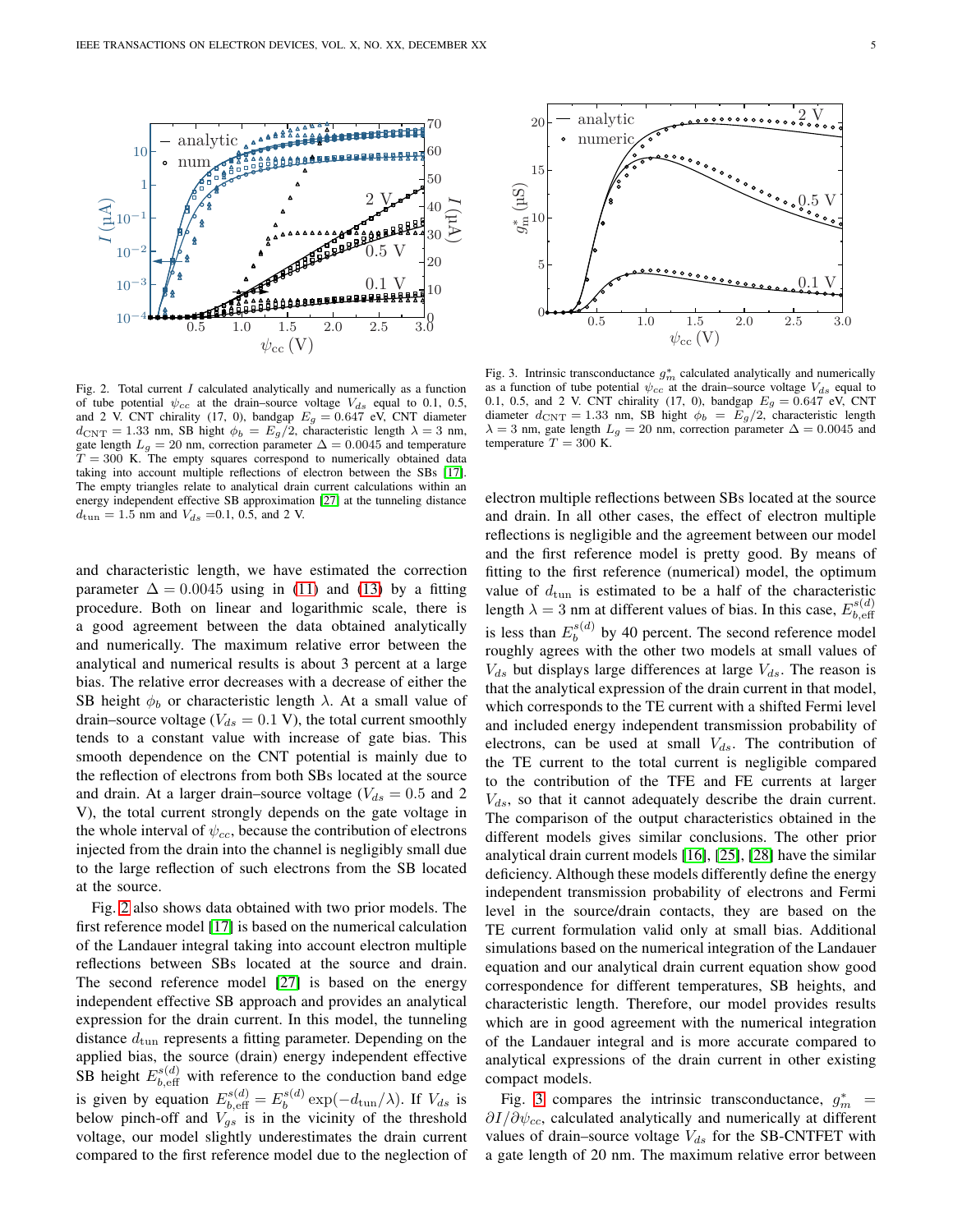Fig. 2. Total current $I$ calculated analytically and numerically as a function of tube potential $\psi_{cc}$ at the drain–source voltage $V_{ds}$ equal to 0.1, 0.5, and 2 V. CNT chirality (17, 0), bandgap $E_g = 0.647$ eV, CNT diameter $d_{\mathrm{CNT}} = 1.33$ nm, SB hight $\phi_b = E_g/2$, characteristic length $\lambda = 3$ nm, gate length $L_g = 20$ nm, correction parameter $\Delta = 0.0045$ and temperature $T = 300$ K. The empty squares correspond to numerically obtained data taking into account multiple reflections of electron between the SBs [17]. The empty triangles relate to analytical drain current calculations within an energy independent effective SB approximation [27] at the tunneling distance $d_{\mathrm{tun}} = 1.5$ nm and $V_{ds}$ =0.1, 0.5, and 2 V.

Fig. 3. Intrinsic transconductance $g_m^*$ calculated analytically and numerically as a function of tube potential $\psi_{cc}$ at the drain–source voltage $V_{ds}$ equal to 0.1, 0.5, and 2 V. CNT chirality (17, 0), bandgap $E_g = 0.647$ eV, CNT diameter $d_{\mathrm{CNT}} = 1.33$ nm, SB hight $\phi_b = E_g/2$, characteristic length $\lambda = 3$ nm, gate length $L_g = 20$ nm, correction parameter $\Delta = 0.0045$ and temperature $T = 300$ K.

and characteristic length, we have estimated the correction parameter $\Delta = 0.0045$ using in (11) and (13) by a fitting procedure. Both on linear and logarithmic scale, there is a good agreement between the data obtained analytically and numerically. The maximum relative error between the analytical and numerical results is about 3 percent at a large bias. The relative error decreases with a decrease of either the SB height $\phi_b$ or characteristic length $\lambda$. At a small value of drain–source voltage ($V_{ds} = 0.1$ V), the total current smoothly tends to a constant value with increase of gate bias. This smooth dependence on the CNT potential is mainly due to the reflection of electrons from both SBs located at the source and drain. At a larger drain–source voltage ($V_{ds} = 0.5$ and 2 V), the total current strongly depends on the gate voltage in the whole interval of $\psi_{cc}$, because the contribution of electrons injected from the drain into the channel is negligibly small due to the large reflection of such electrons from the SB located at the source.

Fig. 2 also shows data obtained with two prior models. The first reference model [17] is based on the numerical calculation of the Landauer integral taking into account electron multiple reflections between SBs located at the source and drain. The second reference model [27] is based on the energy independent effective SB approach and provides an analytical expression for the drain current. In this model, the tunneling distance $d_{\mathrm{tun}}$ represents a fitting parameter. Depending on the applied bias, the source (drain) energy independent effective SB height $E_{b,\mathrm{eff}}^{s(d)}$ with reference to the conduction band edge is given by equation $E_{b,\mathrm{eff}}^{s(d)} = E_b^{s(d)} \exp(-d_{\mathrm{tun}}/\lambda)$. If $V_{ds}$ is below pinch-off and $V_{gs}$ is in the vicinity of the threshold voltage, our model slightly underestimates the drain current compared to the first reference model due to the neglection of electron multiple reflections between SBs located at the source and drain. In all other cases, the effect of electron multiple reflections is negligible and the agreement between our model and the first reference model is pretty good. By means of fitting to the first reference (numerical) model, the optimum value of $d_{\mathrm{tun}}$ is estimated to be a half of the characteristic length $\lambda = 3$ nm at different values of bias. In this case, $E_{b,\mathrm{eff}}^{s(d)}$ is less than $E_b^{s(d)}$ by 40 percent. The second reference model roughly agrees with the other two models at small values of $V_{ds}$ but displays large differences at large $V_{ds}$. The reason is that the analytical expression of the drain current in that model, which corresponds to the TE current with a shifted Fermi level and included energy independent transmission probability of electrons, can be used at small $V_{ds}$. The contribution of the TE current to the total current is negligible compared to the contribution of the TFE and FE currents at larger $V_{ds}$, so that it cannot adequately describe the drain current. The comparison of the output characteristics obtained in the different models gives similar conclusions. The other prior analytical drain current models [16], [25], [28] have the similar deficiency. Although these models differently define the energy independent transmission probability of electrons and Fermi level in the source/drain contacts, they are based on the TE current formulation valid only at small bias. Additional simulations based on the numerical integration of the Landauer equation and our analytical drain current equation show good correspondence for different temperatures, SB heights, and characteristic length. Therefore, our model provides results which are in good agreement with the numerical integration of the Landauer integral and is more accurate compared to analytical expressions of the drain current in other existing compact models.

Fig. 3 compares the intrinsic transconductance, $g_m^* = \partial I / \partial \psi_{cc}$, calculated analytically and numerically at different values of drain–source voltage $V_{ds}$ for the SB-CNTFET with a gate length of 20 nm. The maximum relative error between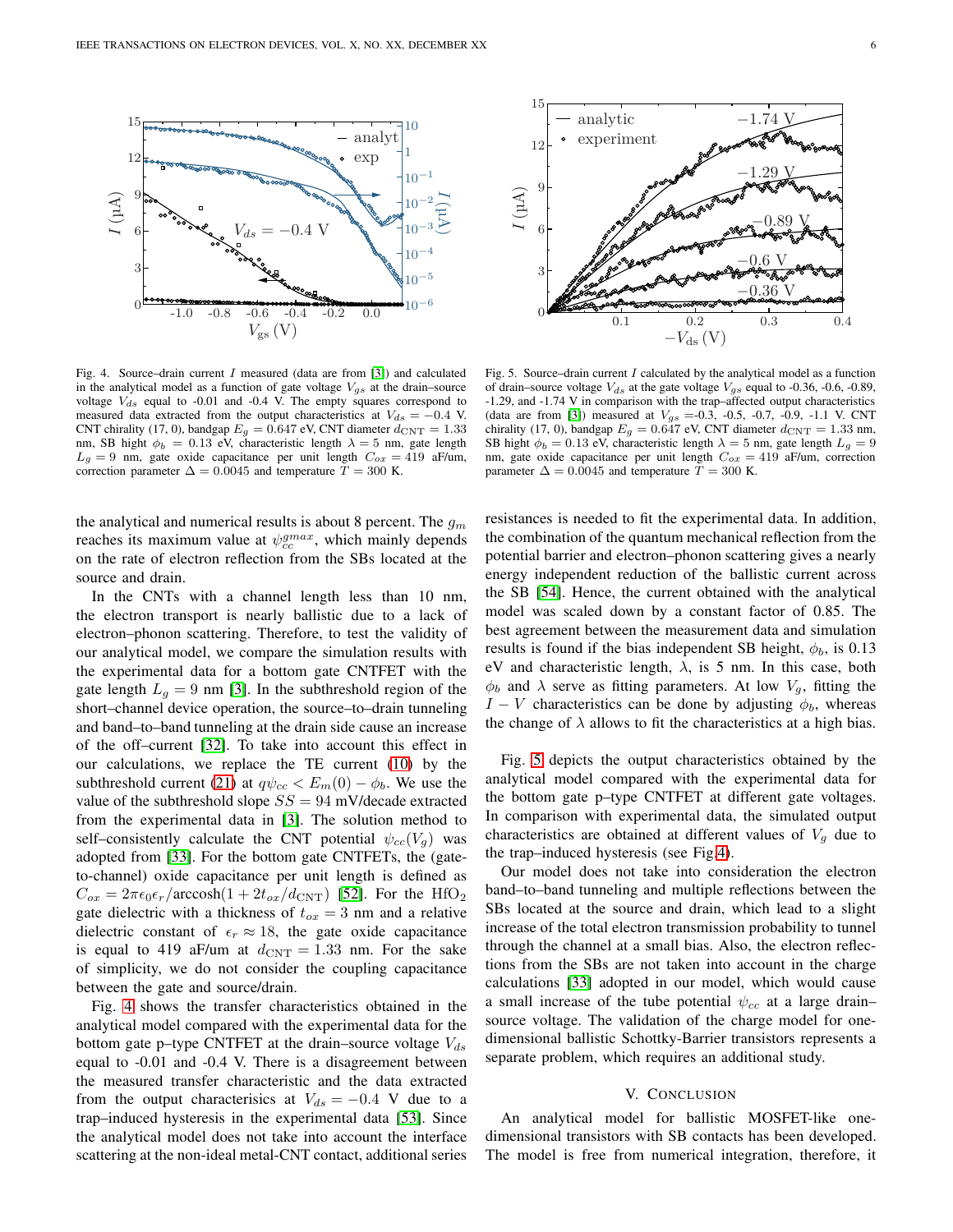Fig. 4. Source–drain current $I$ measured (data are from [3]) and calculated in the analytical model as a function of gate voltage $V_{gs}$ at the drain–source voltage $V_{ds}$ equal to -0.01 and -0.4 V. The empty squares correspond to measured data extracted from the output characteristics at $V_{ds} = -0.4$ V. CNT chirality (17, 0), bandgap $E_g = 0.647$ eV, CNT diameter $d_{\rm CNT} = 1.33$ nm, SB hight $\phi_b = 0.13$ eV, characteristic length $\lambda = 5$ nm, gate length $L_g = 9$ nm, gate oxide capacitance per unit length $C_{ox} = 419$ aF/um, correction parameter $\Delta = 0.0045$ and temperature $T = 300$ K.

Fig. 5. Source–drain current $I$ calculated by the analytical model as a function of drain–source voltage $V_{ds}$ at the gate voltage $V_{gs}$ equal to -0.36, -0.6, -0.89, -1.29, and -1.74 V in comparison with the trap–affected output characteristics (data are from [3]) measured at $V_{gs}$ =-0.3, -0.5, -0.7, -0.9, -1.1 V. CNT chirality (17, 0), bandgap $E_g = 0.647$ eV, CNT diameter $d_{\rm CNT} = 1.33$ nm, SB hight $\phi_b = 0.13$ eV, characteristic length $\lambda = 5$ nm, gate length $L_g = 9$ nm, gate oxide capacitance per unit length $C_{ox} = 419$ aF/um, correction parameter $\Delta = 0.0045$ and temperature $T = 300$ K.

the analytical and numerical results is about 8 percent. The $g_m$ reaches its maximum value at $\psi_{cc}^{gmax}$, which mainly depends on the rate of electron reflection from the SBs located at the source and drain.

In the CNTs with a channel length less than 10 nm, the electron transport is nearly ballistic due to a lack of electron–phonon scattering. Therefore, to test the validity of our analytical model, we compare the simulation results with the experimental data for a bottom gate CNTFET with the gate length $L_g = 9$ nm [3]. In the subthreshold region of the short–channel device operation, the source–to–drain tunneling and band–to–band tunneling at the drain side cause an increase of the off–current [32]. To take into account this effect in our calculations, we replace the TE current (10) by the subthreshold current (21) at $q\psi_{cc} < E_m(0) - \phi_b$. We use the value of the subthreshold slope $SS = 94$ mV/decade extracted from the experimental data in [3]. The solution method to self–consistently calculate the CNT potential $\psi_{cc}(V_g)$ was adopted from [33]. For the bottom gate CNTFETs, the (gate-to-channel) oxide capacitance per unit length is defined as $C_{ox} = 2\pi\epsilon_0\epsilon_r/\text{arccosh}(1 + 2t_{ox}/d_{\rm CNT})$ [52]. For the $HfO_2$ gate dielectric with a thickness of $t_{ox} = 3$ nm and a relative dielectric constant of $\epsilon_r \approx 18$, the gate oxide capacitance is equal to 419 aF/um at $d_{\rm CNT} = 1.33$ nm. For the sake of simplicity, we do not consider the coupling capacitance between the gate and source/drain.

Fig. 4 shows the transfer characteristics obtained in the analytical model compared with the experimental data for the bottom gate p–type CNTFET at the drain–source voltage $V_{ds}$ equal to -0.01 and -0.4 V. There is a disagreement between the measured transfer characteristic and the data extracted from the output characterisics at $V_{ds} = -0.4$ V due to a trap–induced hysteresis in the experimental data [53]. Since the analytical model does not take into account the interface scattering at the non-ideal metal-CNT contact, additional series resistances is needed to fit the experimental data. In addition, the combination of the quantum mechanical reflection from the potential barrier and electron–phonon scattering gives a nearly energy independent reduction of the ballistic current across the SB [54]. Hence, the current obtained with the analytical model was scaled down by a constant factor of 0.85. The best agreement between the measurement data and simulation results is found if the bias independent SB height, $\phi_b$, is 0.13 eV and characteristic length, $\lambda$, is 5 nm. In this case, both $\phi_b$ and $\lambda$ serve as fitting parameters. At low $V_g$, fitting the $I - V$ characteristics can be done by adjusting $\phi_b$, whereas the change of $\lambda$ allows to fit the characteristics at a high bias.

Fig. 5 depicts the output characteristics obtained by the analytical model compared with the experimental data for the bottom gate p–type CNTFET at different gate voltages. In comparison with experimental data, the simulated output characteristics are obtained at different values of $V_g$ due to the trap–induced hysteresis (see Fig.4).

Our model does not take into consideration the electron band–to–band tunneling and multiple reflections between the SBs located at the source and drain, which lead to a slight increase of the total electron transmission probability to tunnel through the channel at a small bias. Also, the electron reflections from the SBs are not taken into account in the charge calculations [33] adopted in our model, which would cause a small increase of the tube potential $\psi_{cc}$ at a large drain–source voltage. The validation of the charge model for one-dimensional ballistic Schottky-Barrier transistors represents a separate problem, which requires an additional study.

## V. Conclusion

An analytical model for ballistic MOSFET-like one-dimensional transistors with SB contacts has been developed. The model is free from numerical integration, therefore, it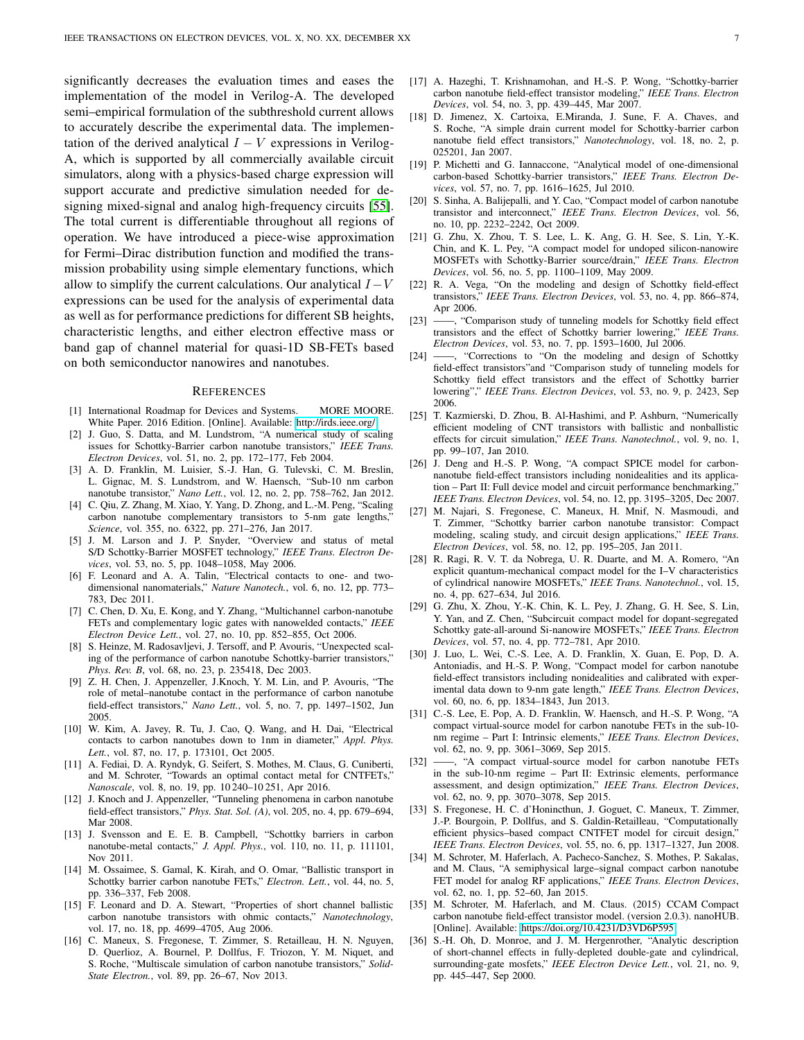significantly decreases the evaluation times and eases the implementation of the model in Verilog-A. The developed semi–empirical formulation of the subthreshold current allows to accurately describe the experimental data. The implementation of the derived analytical $I-V$ expressions in Verilog-A, which is supported by all commercially available circuit simulators, along with a physics-based charge expression will support accurate and predictive simulation needed for designing mixed-signal and analog high-frequency circuits [55]. The total current is differentiable throughout all regions of operation. We have introduced a piece-wise approximation for Fermi–Dirac distribution function and modified the transmission probability using simple elementary functions, which allow to simplify the current calculations. Our analytical $I-V$ expressions can be used for the analysis of experimental data as well as for performance predictions for different SB heights, characteristic lengths, and either electron effective mass or band gap of channel material for quasi-1D SB-FETs based on both semiconductor nanowires and nanotubes.

## References

[1] International Roadmap for Devices and Systems. MORE MOORE. White Paper. 2016 Edition. [Online]. Available: http://irds.ieee.org/

[2] J. Guo, S. Datta, and M. Lundstrom, "A numerical study of scaling issues for Schottky-Barrier carbon nanotube transistors," *IEEE Trans. Electron Devices*, vol. 51, no. 2, pp. 172–177, Feb 2004.

[3] A. D. Franklin, M. Luisier, S.-J. Han, G. Tulevski, C. M. Breslin, L. Gignac, M. S. Lundstrom, and W. Haensch, "Sub-10 nm carbon nanotube transistor," *Nano Lett.*, vol. 12, no. 2, pp. 758–762, Jan 2012.

[4] C. Qiu, Z. Zhang, M. Xiao, Y. Yang, D. Zhong, and L.-M. Peng, "Scaling carbon nanotube complementary transistors to 5-nm gate lengths," *Science*, vol. 355, no. 6322, pp. 271–276, Jan 2017.

[5] J. M. Larson and J. P. Snyder, "Overview and status of metal S/D Schottky-Barrier MOSFET technology," *IEEE Trans. Electron Devices*, vol. 53, no. 5, pp. 1048–1058, May 2006.

[6] F. Leonard and A. A. Talin, "Electrical contacts to one- and two-dimensional nanomaterials," *Nature Nanotech.*, vol. 6, no. 12, pp. 773–783, Dec 2011.

[7] C. Chen, D. Xu, E. Kong, and Y. Zhang, "Multichannel carbon-nanotube FETs and complementary logic gates with nanowelded contacts," *IEEE Electron Device Lett.*, vol. 27, no. 10, pp. 852–855, Oct 2006.

[8] S. Heinze, M. Radosavljevi, J. Tersoff, and P. Avouris, "Unexpected scaling of the performance of carbon nanotube Schottky-barrier transistors," *Phys. Rev. B*, vol. 68, no. 23, p. 235418, Dec 2003.

[9] Z. H. Chen, J. Appenzeller, J.Knoch, Y. M. Lin, and P. Avouris, "The role of metal–nanotube contact in the performance of carbon nanotube field-effect transistors," *Nano Lett.*, vol. 5, no. 7, pp. 1497–1502, Jun 2005.

[10] W. Kim, A. Javey, R. Tu, J. Cao, Q. Wang, and H. Dai, "Electrical contacts to carbon nanotubes down to 1nm in diameter," *Appl. Phys. Lett.*, vol. 87, no. 17, p. 173101, Oct 2005.

[11] A. Fediai, D. A. Ryndyk, G. Seifert, S. Mothes, M. Claus, G. Cuniberti, and M. Schroter, "Towards an optimal contact metal for CNTFETs," *Nanoscale*, vol. 8, no. 19, pp. 10 240–10 251, Apr 2016.

[12] J. Knoch and J. Appenzeller, "Tunneling phenomena in carbon nanotube field-effect transistors," *Phys. Stat. Sol. (A)*, vol. 205, no. 4, pp. 679–694, Mar 2008.

[13] J. Svensson and E. E. B. Campbell, "Schottky barriers in carbon nanotube-metal contacts," *J. Appl. Phys.*, vol. 110, no. 11, p. 111101, Nov 2011.

[14] M. Ossaimee, S. Gamal, K. Kirah, and O. Omar, "Ballistic transport in Schottky barrier carbon nanotube FETs," *Electron. Lett.*, vol. 44, no. 5, pp. 336–337, Feb 2008.

[15] F. Leonard and D. A. Stewart, "Properties of short channel ballistic carbon nanotube transistors with ohmic contacts," *Nanotechnology*, vol. 17, no. 18, pp. 4699–4705, Aug 2006.

[16] C. Maneux, S. Fregonese, T. Zimmer, S. Retailleau, H. N. Nguyen, D. Querlioz, A. Bournel, P. Dollfus, F. Triozon, Y. M. Niquet, and S. Roche, "Multiscale simulation of carbon nanotube transistors," *Solid-State Electron.*, vol. 89, pp. 26–67, Nov 2013.

[17] A. Hazeghi, T. Krishnamohan, and H.-S. P. Wong, "Schottky-barrier carbon nanotube field-effect transistor modeling," *IEEE Trans. Electron Devices*, vol. 54, no. 3, pp. 439–445, Mar 2007.

[18] D. Jimenez, X. Cartoixa, E.Miranda, J. Sune, F. A. Chaves, and S. Roche, "A simple drain current model for Schottky-barrier carbon nanotube field effect transistors," *Nanotechnology*, vol. 18, no. 2, p. 025201, Jan 2007.

[19] P. Michetti and G. Iannaccone, "Analytical model of one-dimensional carbon-based Schottky-barrier transistors," *IEEE Trans. Electron Devices*, vol. 57, no. 7, pp. 1616–1625, Jul 2010.

[20] S. Sinha, A. Balijepalli, and Y. Cao, "Compact model of carbon nanotube transistor and interconnect," *IEEE Trans. Electron Devices*, vol. 56, no. 10, pp. 2232–2242, Oct 2009.

[21] G. Zhu, X. Zhou, T. S. Lee, L. K. Ang, G. H. See, S. Lin, Y.-K. Chin, and K. L. Pey, "A compact model for undoped silicon-nanowire MOSFETs with Schottky-Barrier source/drain," *IEEE Trans. Electron Devices*, vol. 56, no. 5, pp. 1100–1109, May 2009.

[22] R. A. Vega, "On the modeling and design of Schottky field-effect transistors," *IEEE Trans. Electron Devices*, vol. 53, no. 4, pp. 866–874, Apr 2006.

[23] ——, "Comparison study of tunneling models for Schottky field effect transistors and the effect of Schottky barrier lowering," *IEEE Trans. Electron Devices*, vol. 53, no. 7, pp. 1593–1600, Jul 2006.

[24] ——, "Corrections to "On the modeling and design of Schottky field-effect transistors"and "Comparison study of tunneling models for Schottky field effect transistors and the effect of Schottky barrier lowering"," *IEEE Trans. Electron Devices*, vol. 53, no. 9, p. 2423, Sep 2006.

[25] T. Kazmierski, D. Zhou, B. Al-Hashimi, and P. Ashburn, "Numerically efficient modeling of CNT transistors with ballistic and nonballistic effects for circuit simulation," *IEEE Trans. Nanotechnol.*, vol. 9, no. 1, pp. 99–107, Jan 2010.

[26] J. Deng and H.-S. P. Wong, "A compact SPICE model for carbon-nanotube field-effect transistors including nonidealities and its application – Part II: Full device model and circuit performance benchmarking," *IEEE Trans. Electron Devices*, vol. 54, no. 12, pp. 3195–3205, Dec 2007.

[27] M. Najari, S. Fregonese, C. Maneux, H. Mnif, N. Masmoudi, and T. Zimmer, "Schottky barrier carbon nanotube transistor: Compact modeling, scaling study, and circuit design applications," *IEEE Trans. Electron Devices*, vol. 58, no. 12, pp. 195–205, Jan 2011.

[28] R. Ragi, R. V. T. da Nobrega, U. R. Duarte, and M. A. Romero, "An explicit quantum-mechanical compact model for the I–V characteristics of cylindrical nanowire MOSFETs," *IEEE Trans. Nanotechnol.*, vol. 15, no. 4, pp. 627–634, Jul 2016.

[29] G. Zhu, X. Zhou, Y.-K. Chin, K. L. Pey, J. Zhang, G. H. See, S. Lin, Y. Yan, and Z. Chen, "Subcircuit compact model for dopant-segregated Schottky gate-all-around Si-nanowire MOSFETs," *IEEE Trans. Electron Devices*, vol. 57, no. 4, pp. 772–781, Apr 2010.

[30] J. Luo, L. Wei, C.-S. Lee, A. D. Franklin, X. Guan, E. Pop, D. A. Antoniadis, and H.-S. P. Wong, "Compact model for carbon nanotube field-effect transistors including nonidealities and calibrated with experimental data down to 9-nm gate length," *IEEE Trans. Electron Devices*, vol. 60, no. 6, pp. 1834–1843, Jun 2013.

[31] C.-S. Lee, E. Pop, A. D. Franklin, W. Haensch, and H.-S. P. Wong, "A compact virtual-source model for carbon nanotube FETs in the sub-10-nm regime – Part I: Intrinsic elements," *IEEE Trans. Electron Devices*, vol. 62, no. 9, pp. 3061–3069, Sep 2015.

[32] ——, "A compact virtual-source model for carbon nanotube FETs in the sub-10-nm regime – Part II: Extrinsic elements, performance assessment, and design optimization," *IEEE Trans. Electron Devices*, vol. 62, no. 9, pp. 3070–3078, Sep 2015.

[33] S. Fregonese, H. C. d'Honincthun, J. Goguet, C. Maneux, T. Zimmer, J.-P. Bourgoin, P. Dollfus, and S. Galdin-Retailleau, "Computationally efficient physics–based compact CNTFET model for circuit design," *IEEE Trans. Electron Devices*, vol. 55, no. 6, pp. 1317–1327, Jun 2008.

[34] M. Schroter, M. Haferlach, A. Pacheco-Sanchez, S. Mothes, P. Sakalas, and M. Claus, "A semiphysical large–signal compact carbon nanotube FET model for analog RF applications," *IEEE Trans. Electron Devices*, vol. 62, no. 1, pp. 52–60, Jan 2015.

[35] M. Schroter, M. Haferlach, and M. Claus. (2015) CCAM Compact carbon nanotube field-effect transistor model. (version 2.0.3). nanoHUB. [Online]. Available: https://doi.org/10.4231/D3VD6P595

[36] S.-H. Oh, D. Monroe, and J. M. Hergenrother, "Analytic description of short-channel effects in fully-depleted double-gate and cylindrical, surrounding-gate mosfets," *IEEE Electron Device Lett.*, vol. 21, no. 9, pp. 445–447, Sep 2000.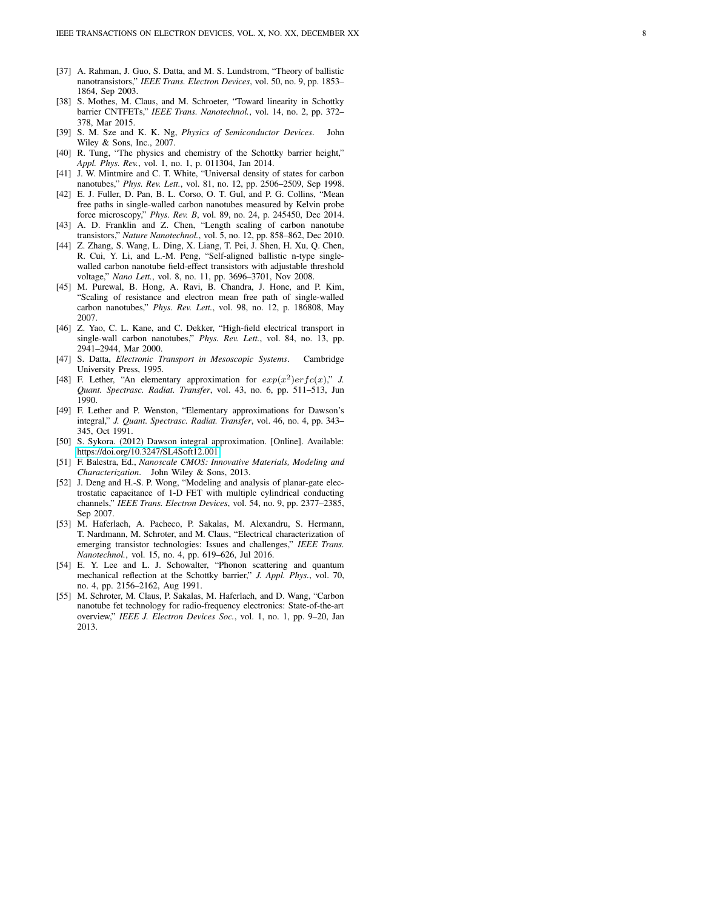[37] A. Rahman, J. Guo, S. Datta, and M. S. Lundstrom, "Theory of ballistic nanotransistors," *IEEE Trans. Electron Devices*, vol. 50, no. 9, pp. 1853–1864, Sep 2003.

[38] S. Mothes, M. Claus, and M. Schroeter, "Toward linearity in Schottky barrier CNTFETs," *IEEE Trans. Nanotechnol.*, vol. 14, no. 2, pp. 372–378, Mar 2015.

[39] S. M. Sze and K. K. Ng, *Physics of Semiconductor Devices*. John Wiley & Sons, Inc., 2007.

[40] R. Tung, "The physics and chemistry of the Schottky barrier height," *Appl. Phys. Rev.*, vol. 1, no. 1, p. 011304, Jan 2014.

[41] J. W. Mintmire and C. T. White, "Universal density of states for carbon nanotubes," *Phys. Rev. Lett.*, vol. 81, no. 12, pp. 2506–2509, Sep 1998.

[42] E. J. Fuller, D. Pan, B. L. Corso, O. T. Gul, and P. G. Collins, "Mean free paths in single-walled carbon nanotubes measured by Kelvin probe force microscopy," *Phys. Rev. B*, vol. 89, no. 24, p. 245450, Dec 2014.

[43] A. D. Franklin and Z. Chen, "Length scaling of carbon nanotube transistors," *Nature Nanotechnol.*, vol. 5, no. 12, pp. 858–862, Dec 2010.

[44] Z. Zhang, S. Wang, L. Ding, X. Liang, T. Pei, J. Shen, H. Xu, Q. Chen, R. Cui, Y. Li, and L.-M. Peng, "Self-aligned ballistic n-type single-walled carbon nanotube field-effect transistors with adjustable threshold voltage," *Nano Lett.*, vol. 8, no. 11, pp. 3696–3701, Nov 2008.

[45] M. Purewal, B. Hong, A. Ravi, B. Chandra, J. Hone, and P. Kim, "Scaling of resistance and electron mean free path of single-walled carbon nanotubes," *Phys. Rev. Lett.*, vol. 98, no. 12, p. 186808, May 2007.

[46] Z. Yao, C. L. Kane, and C. Dekker, "High-field electrical transport in single-wall carbon nanotubes," *Phys. Rev. Lett.*, vol. 84, no. 13, pp. 2941–2944, Mar 2000.

[47] S. Datta, *Electronic Transport in Mesoscopic Systems*. Cambridge University Press, 1995.

[48] F. Lether, "An elementary approximation for $exp(x^2)erfc(x)$," *J. Quant. Spectrasc. Radiat. Transfer*, vol. 43, no. 6, pp. 511–513, Jun 1990.

[49] F. Lether and P. Wenston, "Elementary approximations for Dawson's integral," *J. Quant. Spectrasc. Radiat. Transfer*, vol. 46, no. 4, pp. 343–345, Oct 1991.

[50] S. Sykora. (2012) Dawson integral approximation. [Online]. Available: https://doi.org/10.3247/SL4Soft12.001

[51] F. Balestra, Ed., *Nanoscale CMOS: Innovative Materials, Modeling and Characterization*. John Wiley & Sons, 2013.

[52] J. Deng and H.-S. P. Wong, "Modeling and analysis of planar-gate electrostatic capacitance of 1-D FET with multiple cylindrical conducting channels," *IEEE Trans. Electron Devices*, vol. 54, no. 9, pp. 2377–2385, Sep 2007.

[53] M. Haferlach, A. Pacheco, P. Sakalas, M. Alexandru, S. Hermann, T. Nardmann, M. Schroter, and M. Claus, "Electrical characterization of emerging transistor technologies: Issues and challenges," *IEEE Trans. Nanotechnol.*, vol. 15, no. 4, pp. 619–626, Jul 2016.

[54] E. Y. Lee and L. J. Schowalter, "Phonon scattering and quantum mechanical reflection at the Schottky barrier," *J. Appl. Phys.*, vol. 70, no. 4, pp. 2156–2162, Aug 1991.

[55] M. Schroter, M. Claus, P. Sakalas, M. Haferlach, and D. Wang, "Carbon nanotube fet technology for radio-frequency electronics: State-of-the-art overview," *IEEE J. Electron Devices Soc.*, vol. 1, no. 1, pp. 9–20, Jan 2013.